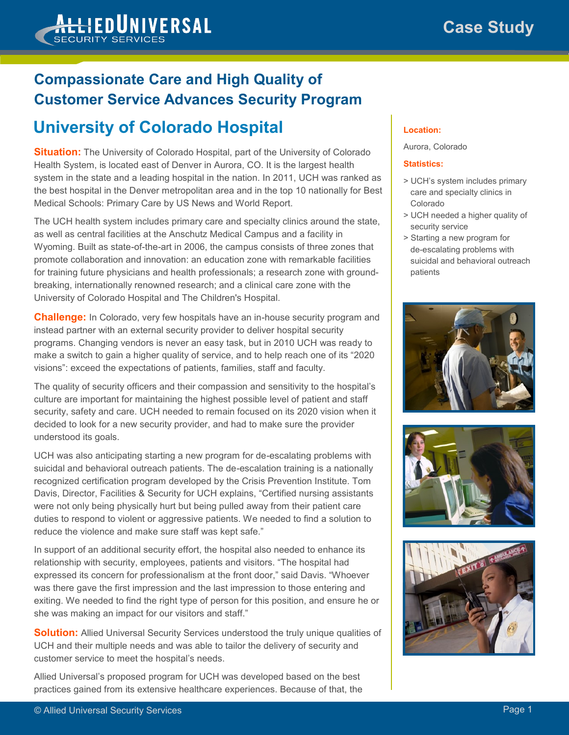Case Study

# Compassionate Care and High Quality of Customer Service Advances Security Program

## University of Colorado Hospital

**Situation:** The University of Colorado Hospital, part of the University of Colorado Health System, is located east of Denver in Aurora, CO. It is the largest health system in the state and a leading hospital in the nation. In 2011, UCH was ranked as the best hospital in the Denver metropolitan area and in the top 10 nationally for Best Medical Schools: Primary Care by US News and World Report.

The UCH health system includes primary care and specialty clinics around the state, as well as central facilities at the Anschutz Medical Campus and a facility in Wyoming. Built as state-of-the-art in 2006, the campus consists of three zones that promote collaboration and innovation: an education zone with remarkable facilities for training future physicians and health professionals; a research zone with ground-breaking, internationally renowned research; and a clinical care zone with the University of Colorado Hospital and The Children's Hospital.

**Challenge:** In Colorado, very few hospitals have an in-house security program and instead partner with an external security provider to deliver hospital security programs. Changing vendors is never an easy task, but in 2010 UCH was ready to make a switch to gain a higher quality of service, and to help reach one of its "2020 visions": exceed the expectations of patients, families, staff and faculty.

The quality of security officers and their compassion and sensitivity to the hospital's culture are important for maintaining the highest possible level of patient and staff security, safety and care. UCH needed to remain focused on its 2020 vision when it decided to look for a new security provider, and had to make sure the provider understood its goals.

UCH was also anticipating starting a new program for de-escalating problems with suicidal and behavioral outreach patients. The de-escalation training is a nationally recognized certification program developed by the Crisis Prevention Institute. Tom Davis, Director, Facilities & Security for UCH explains, "Certified nursing assistants were not only being physically hurt but being pulled away from their patient care duties to respond to violent or aggressive patients. We needed to find a solution to reduce the violence and make sure staff was kept safe."

In support of an additional security effort, the hospital also needed to enhance its relationship with security, employees, patients and visitors. "The hospital had expressed its concern for professionalism at the front door," said Davis. "Whoever was there gave the first impression and the last impression to those entering and exiting. We needed to find the right type of person for this position, and ensure he or she was making an impact for our visitors and staff."

**Solution:** Allied Universal Security Services understood the truly unique qualities of UCH and their multiple needs and was able to tailor the delivery of security and customer service to meet the hospital's needs.

Allied Universal's proposed program for UCH was developed based on the best practices gained from its extensive healthcare experiences. Because of that, the

**Location:**

Aurora, Colorado

**Statistics:**

- UCH's system includes primary care and specialty clinics in Colorado
- UCH needed a higher quality of security service
- Starting a new program for de-escalating problems with suicidal and behavioral outreach patients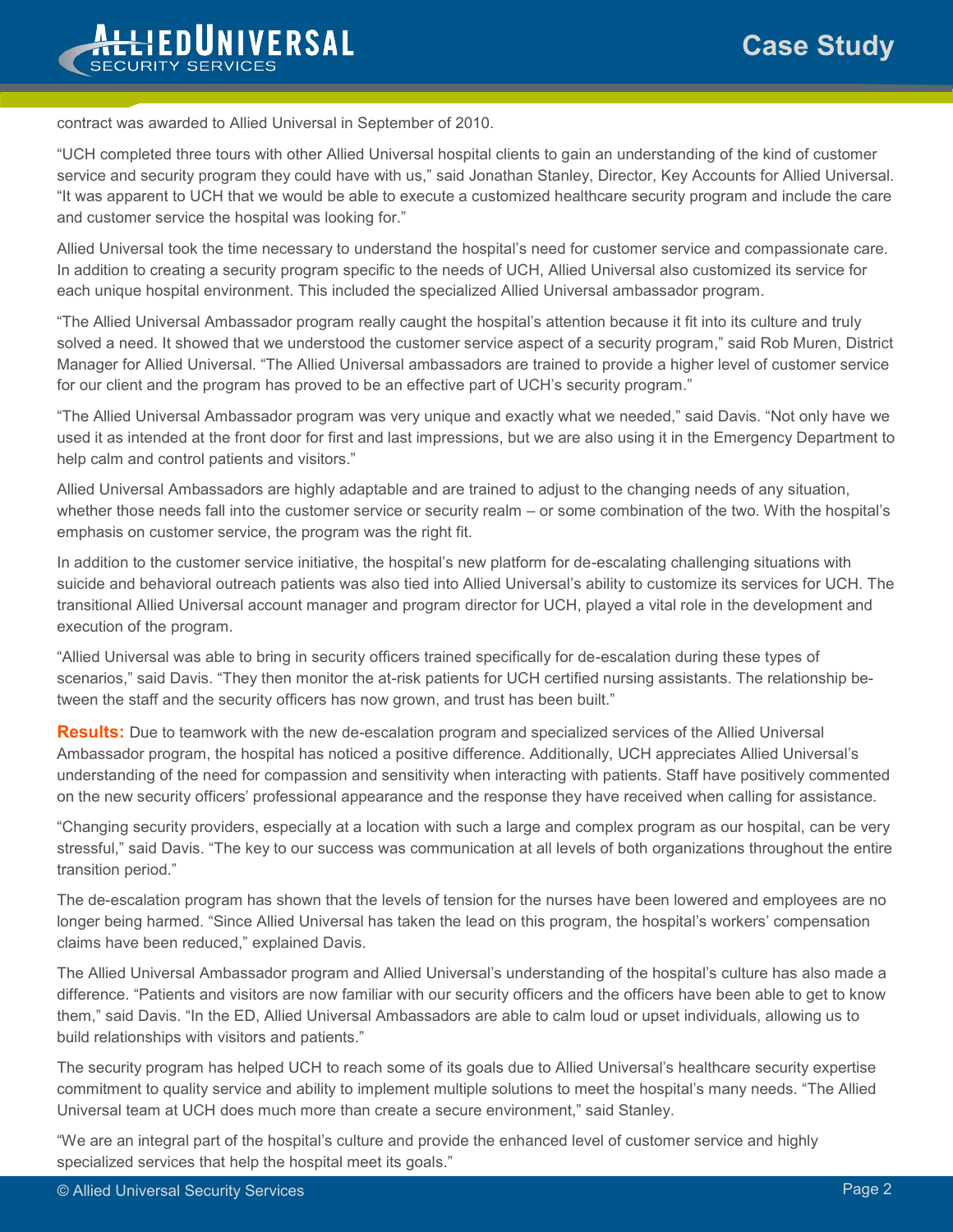contract was awarded to Allied Universal in September of 2010.

“UCH completed three tours with other Allied Universal hospital clients to gain an understanding of the kind of customer service and security program they could have with us,” said Jonathan Stanley, Director, Key Accounts for Allied Universal. “It was apparent to UCH that we would be able to execute a customized healthcare security program and include the care and customer service the hospital was looking for.”

Allied Universal took the time necessary to understand the hospital’s need for customer service and compassionate care. In addition to creating a security program specific to the needs of UCH, Allied Universal also customized its service for each unique hospital environment. This included the specialized Allied Universal ambassador program.

“The Allied Universal Ambassador program really caught the hospital’s attention because it fit into its culture and truly solved a need. It showed that we understood the customer service aspect of a security program,” said Rob Muren, District Manager for Allied Universal. “The Allied Universal ambassadors are trained to provide a higher level of customer service for our client and the program has proved to be an effective part of UCH’s security program.”

“The Allied Universal Ambassador program was very unique and exactly what we needed,” said Davis. “Not only have we used it as intended at the front door for first and last impressions, but we are also using it in the Emergency Department to help calm and control patients and visitors.”

Allied Universal Ambassadors are highly adaptable and are trained to adjust to the changing needs of any situation, whether those needs fall into the customer service or security realm – or some combination of the two. With the hospital’s emphasis on customer service, the program was the right fit.

In addition to the customer service initiative, the hospital’s new platform for de-escalating challenging situations with suicide and behavioral outreach patients was also tied into Allied Universal’s ability to customize its services for UCH. The transitional Allied Universal account manager and program director for UCH, played a vital role in the development and execution of the program.

“Allied Universal was able to bring in security officers trained specifically for de-escalation during these types of scenarios,” said Davis. “They then monitor the at-risk patients for UCH certified nursing assistants. The relationship between the staff and the security officers has now grown, and trust has been built.”

**Results:** Due to teamwork with the new de-escalation program and specialized services of the Allied Universal Ambassador program, the hospital has noticed a positive difference. Additionally, UCH appreciates Allied Universal’s understanding of the need for compassion and sensitivity when interacting with patients. Staff have positively commented on the new security officers’ professional appearance and the response they have received when calling for assistance.

“Changing security providers, especially at a location with such a large and complex program as our hospital, can be very stressful,” said Davis. “The key to our success was communication at all levels of both organizations throughout the entire transition period.”

The de-escalation program has shown that the levels of tension for the nurses have been lowered and employees are no longer being harmed. “Since Allied Universal has taken the lead on this program, the hospital’s workers’ compensation claims have been reduced,” explained Davis.

The Allied Universal Ambassador program and Allied Universal’s understanding of the hospital’s culture has also made a difference. “Patients and visitors are now familiar with our security officers and the officers have been able to get to know them,” said Davis. “In the ED, Allied Universal Ambassadors are able to calm loud or upset individuals, allowing us to build relationships with visitors and patients.”

The security program has helped UCH to reach some of its goals due to Allied Universal’s healthcare security expertise commitment to quality service and ability to implement multiple solutions to meet the hospital’s many needs. “The Allied Universal team at UCH does much more than create a secure environment,” said Stanley.

“We are an integral part of the hospital’s culture and provide the enhanced level of customer service and highly specialized services that help the hospital meet its goals.”